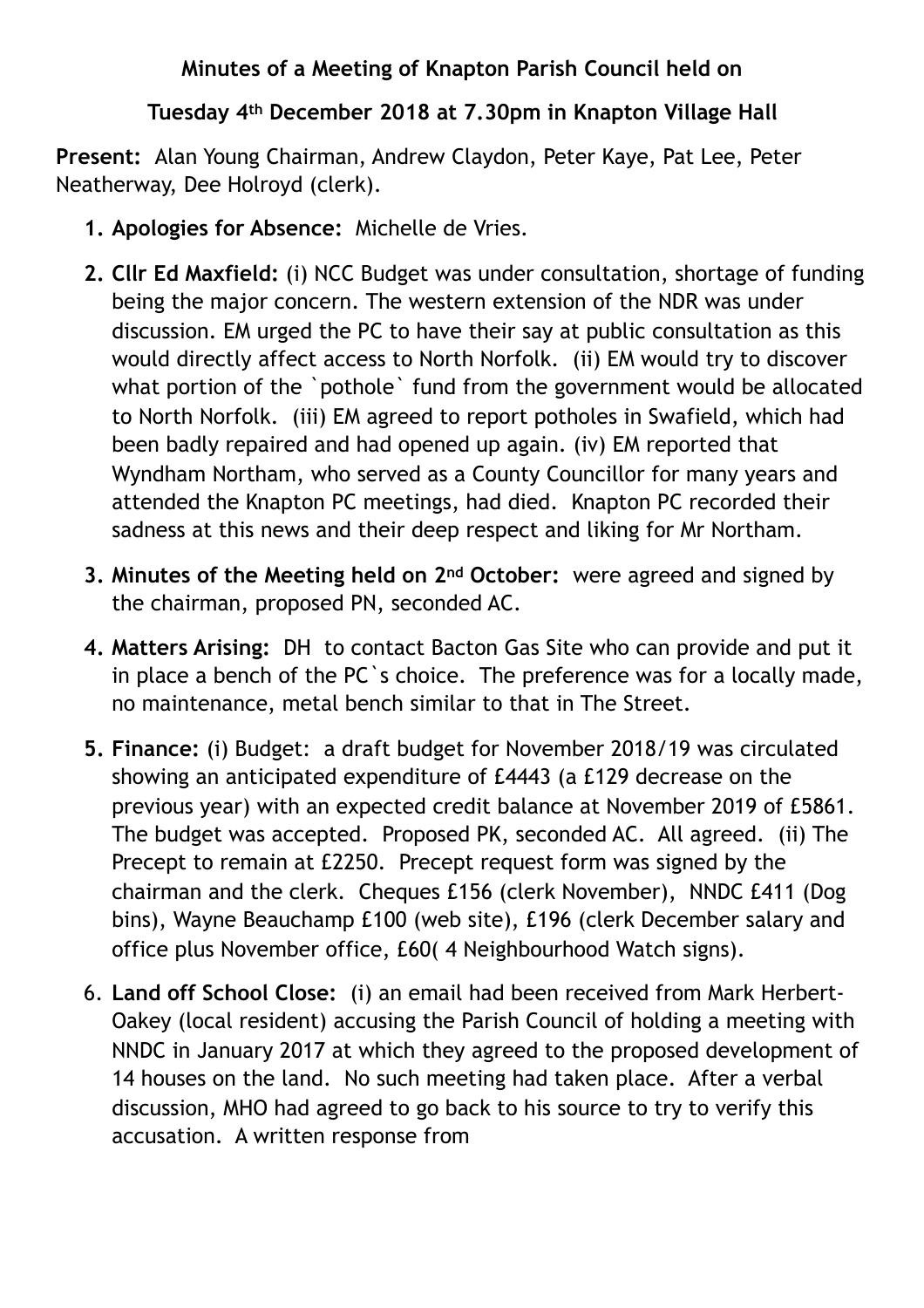**Minutes of a Meeting of Knapton Parish Council held on**

**Tuesday 4th December 2018 at 7.30pm in Knapton Village Hall**

**Present:** Alan Young Chairman, Andrew Claydon, Peter Kaye, Pat Lee, Peter Neatherway, Dee Holroyd (clerk).

1. **Apologies for Absence:** Michelle de Vries.
2. **Cllr Ed Maxfield:** (i) NCC Budget was under consultation, shortage of funding being the major concern. The western extension of the NDR was under discussion. EM urged the PC to have their say at public consultation as this would directly affect access to North Norfolk. (ii) EM would try to discover what portion of the `pothole` fund from the government would be allocated to North Norfolk. (iii) EM agreed to report potholes in Swafield, which had been badly repaired and had opened up again. (iv) EM reported that Wyndham Northam, who served as a County Councillor for many years and attended the Knapton PC meetings, had died. Knapton PC recorded their sadness at this news and their deep respect and liking for Mr Northam.
3. **Minutes of the Meeting held on 2nd October:** were agreed and signed by the chairman, proposed PN, seconded AC.
4. **Matters Arising:** DH to contact Bacton Gas Site who can provide and put it in place a bench of the PC`s choice. The preference was for a locally made, no maintenance, metal bench similar to that in The Street.
5. **Finance:** (i) Budget: a draft budget for November 2018/19 was circulated showing an anticipated expenditure of £4443 (a £129 decrease on the previous year) with an expected credit balance at November 2019 of £5861. The budget was accepted. Proposed PK, seconded AC. All agreed. (ii) The Precept to remain at £2250. Precept request form was signed by the chairman and the clerk. Cheques £156 (clerk November), NNDC £411 (Dog bins), Wayne Beauchamp £100 (web site), £196 (clerk December salary and office plus November office, £60( 4 Neighbourhood Watch signs).
6. **Land off School Close:** (i) an email had been received from Mark Herbert-Oakey (local resident) accusing the Parish Council of holding a meeting with NNDC in January 2017 at which they agreed to the proposed development of 14 houses on the land. No such meeting had taken place. After a verbal discussion, MHO had agreed to go back to his source to try to verify this accusation. A written response from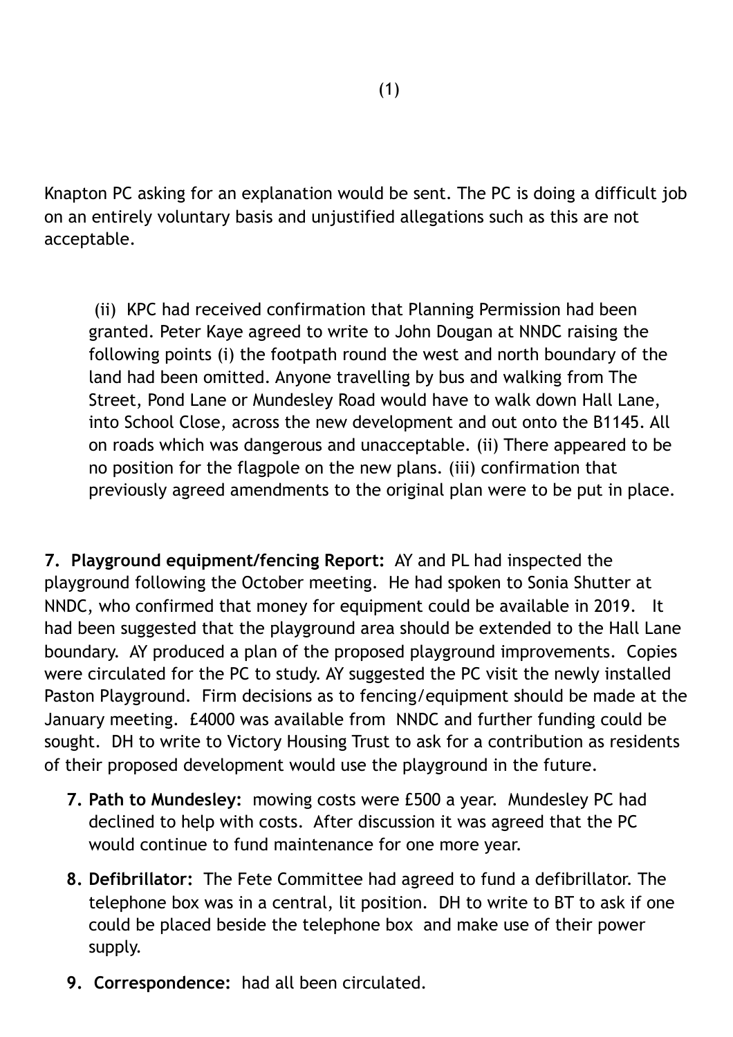Knapton PC asking for an explanation would be sent. The PC is doing a difficult job on an entirely voluntary basis and unjustified allegations such as this are not acceptable.

(ii) KPC had received confirmation that Planning Permission had been granted. Peter Kaye agreed to write to John Dougan at NNDC raising the following points (i) the footpath round the west and north boundary of the land had been omitted. Anyone travelling by bus and walking from The Street, Pond Lane or Mundesley Road would have to walk down Hall Lane, into School Close, across the new development and out onto the B1145. All on roads which was dangerous and unacceptable. (ii) There appeared to be no position for the flagpole on the new plans. (iii) confirmation that previously agreed amendments to the original plan were to be put in place.

**7. Playground equipment/fencing Report:** AY and PL had inspected the playground following the October meeting. He had spoken to Sonia Shutter at NNDC, who confirmed that money for equipment could be available in 2019. It had been suggested that the playground area should be extended to the Hall Lane boundary. AY produced a plan of the proposed playground improvements. Copies were circulated for the PC to study. AY suggested the PC visit the newly installed Paston Playground. Firm decisions as to fencing/equipment should be made at the January meeting. £4000 was available from NNDC and further funding could be sought. DH to write to Victory Housing Trust to ask for a contribution as residents of their proposed development would use the playground in the future.

7. **Path to Mundesley:** mowing costs were £500 a year. Mundesley PC had declined to help with costs. After discussion it was agreed that the PC would continue to fund maintenance for one more year.
8. **Defibrillator:** The Fete Committee had agreed to fund a defibrillator. The telephone box was in a central, lit position. DH to write to BT to ask if one could be placed beside the telephone box and make use of their power supply.
9. **Correspondence:** had all been circulated.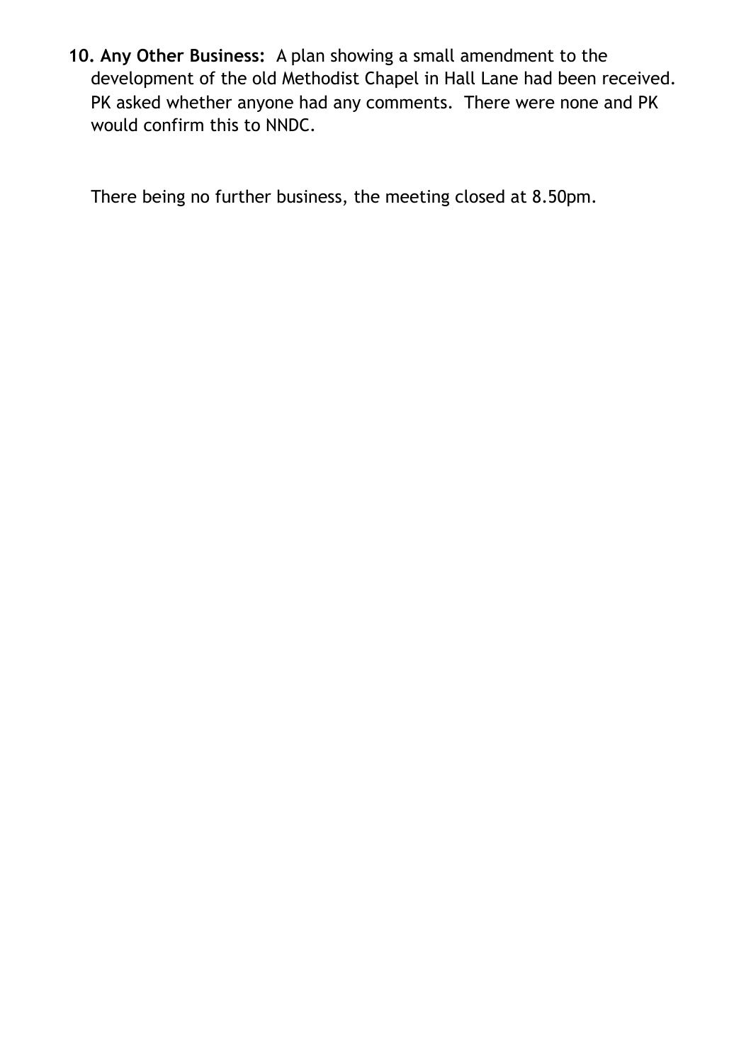10. **Any Other Business:** A plan showing a small amendment to the development of the old Methodist Chapel in Hall Lane had been received. PK asked whether anyone had any comments. There were none and PK would confirm this to NNDC.

There being no further business, the meeting closed at 8.50pm.